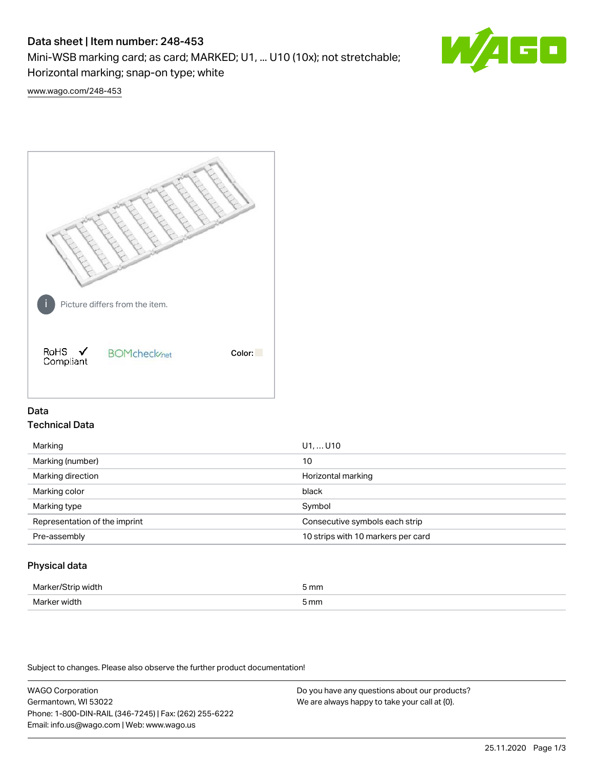# Data sheet | Item number: 248-453

Mini-WSB marking card; as card; MARKED; U1, ... U10 (10x); not stretchable; Horizontal marking; snap-on type; white

www.wago.com/248-453

Picture differs from the item.

RoHS ✓ Compliant

BOMcheck.net

Color:

## Data

### Technical Data

| | |
|---|---|
| Marking | U1, ... U10 |
| Marking (number) | 10 |
| Marking direction | Horizontal marking |
| Marking color | black |
| Marking type | Symbol |
| Representation of the imprint | Consecutive symbols each strip |
| Pre-assembly | 10 strips with 10 markers per card |

### Physical data

| | |
|---|---|
| Marker/Strip width | 5 mm |
| Marker width | 5 mm |

Subject to changes. Please also observe the further product documentation!

WAGO Corporation
Germantown, WI 53022
Phone: 1-800-DIN-RAIL (346-7245) | Fax: (262) 255-6222
Email: info.us@wago.com | Web: www.wago.us

Do you have any questions about our products?
We are always happy to take your call at {0}.

25.11.2020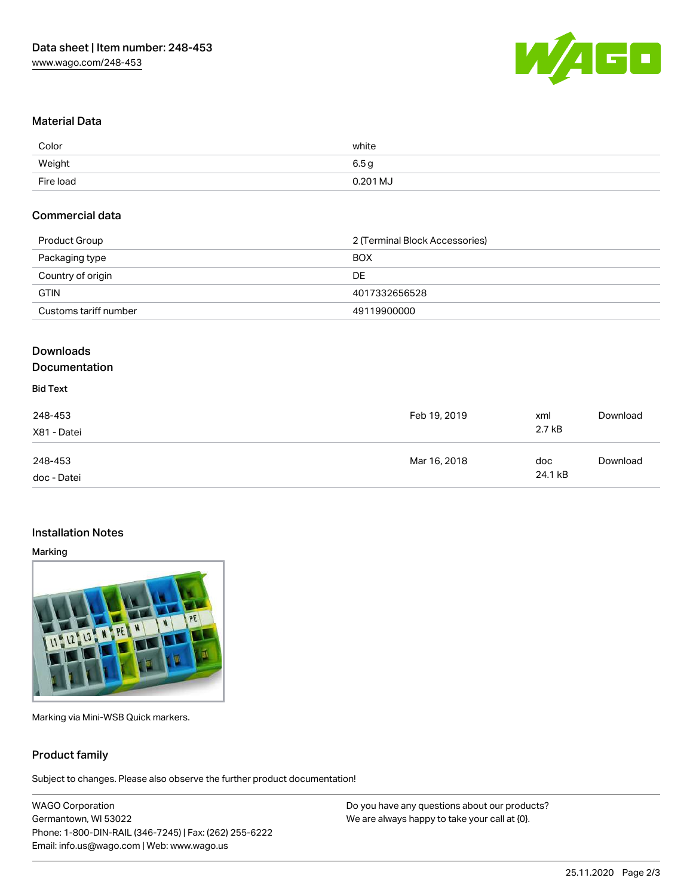## Material Data

| Color | white |
| --- | --- |
| Weight | 6.5 g |
| Fire load | 0.201 MJ |

## Commercial data

| Product Group | 2 (Terminal Block Accessories) |
| --- | --- |
| Packaging type | BOX |
| Country of origin | DE |
| GTIN | 4017332656528 |
| Customs tariff number | 49119900000 |

## Downloads
## Documentation

### Bid Text

| | | | |
| --- | --- | --- | --- |
| 248-453<br>X81 - Datei | Feb 19, 2019 | xml<br>2.7 kB | Download |
| 248-453<br>doc - Datei | Mar 16, 2018 | doc<br>24.1 kB | Download |

## Installation Notes

### Marking

Marking via Mini-WSB Quick markers.

## Product family

Subject to changes. Please also observe the further product documentation!

WAGO Corporation
Germantown, WI 53022
Phone: 1-800-DIN-RAIL (346-7245) | Fax: (262) 255-6222
Email: info.us@wago.com | Web: www.wago.us

Do you have any questions about our products?
We are always happy to take your call at {0}.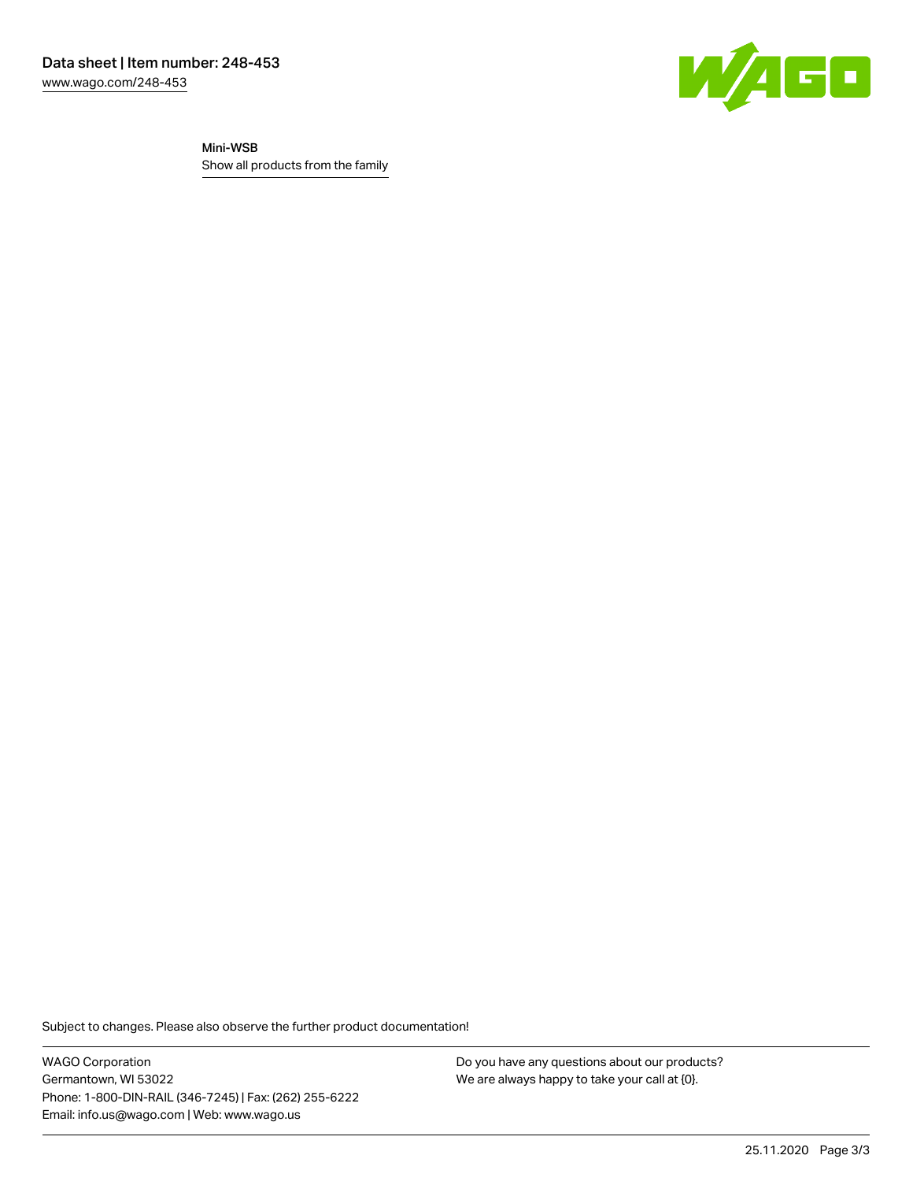Mini-WSB

Show all products from the family